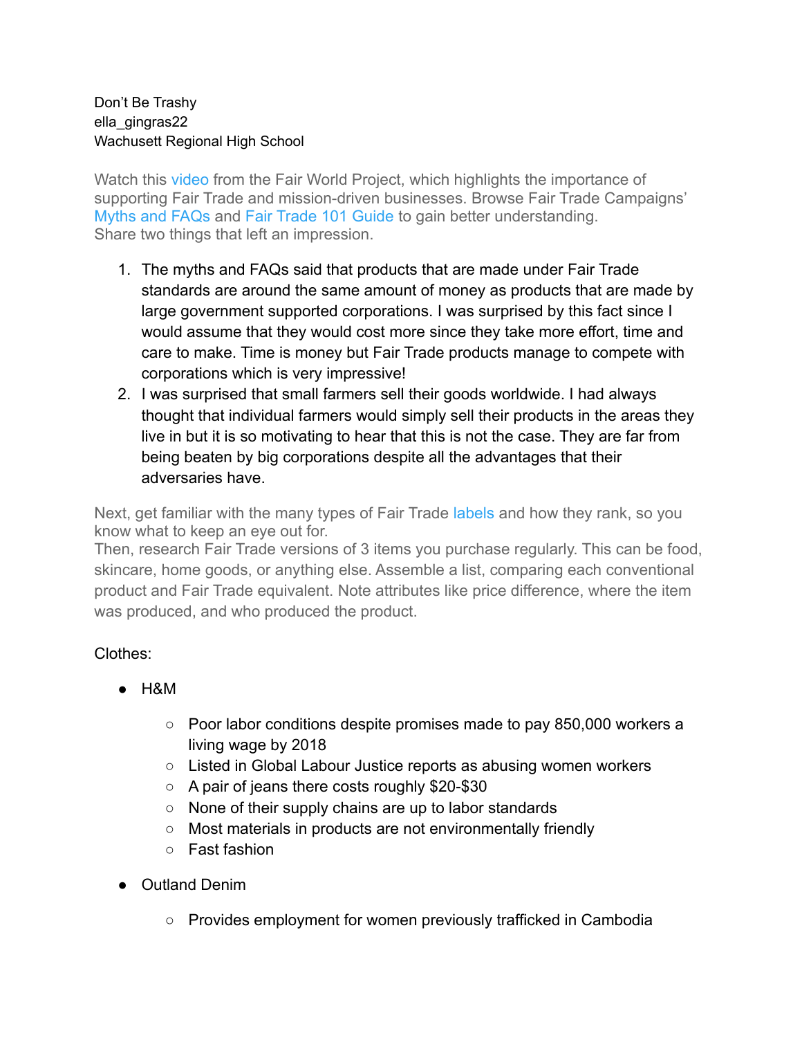Don't Be Trashy
ella_gingras22
Wachusett Regional High School

Watch this video from the Fair World Project, which highlights the importance of supporting Fair Trade and mission-driven businesses. Browse Fair Trade Campaigns' Myths and FAQs and Fair Trade 101 Guide to gain better understanding.
Share two things that left an impression.

1. The myths and FAQs said that products that are made under Fair Trade standards are around the same amount of money as products that are made by large government supported corporations. I was surprised by this fact since I would assume that they would cost more since they take more effort, time and care to make. Time is money but Fair Trade products manage to compete with corporations which is very impressive!
2. I was surprised that small farmers sell their goods worldwide. I had always thought that individual farmers would simply sell their products in the areas they live in but it is so motivating to hear that this is not the case. They are far from being beaten by big corporations despite all the advantages that their adversaries have.

Next, get familiar with the many types of Fair Trade labels and how they rank, so you know what to keep an eye out for.
Then, research Fair Trade versions of 3 items you purchase regularly. This can be food, skincare, home goods, or anything else. Assemble a list, comparing each conventional product and Fair Trade equivalent. Note attributes like price difference, where the item was produced, and who produced the product.

Clothes:

- H&M
    - Poor labor conditions despite promises made to pay 850,000 workers a living wage by 2018
    - Listed in Global Labour Justice reports as abusing women workers
    - A pair of jeans there costs roughly $20-$30
    - None of their supply chains are up to labor standards
    - Most materials in products are not environmentally friendly
    - Fast fashion
- Outland Denim
    - Provides employment for women previously trafficked in Cambodia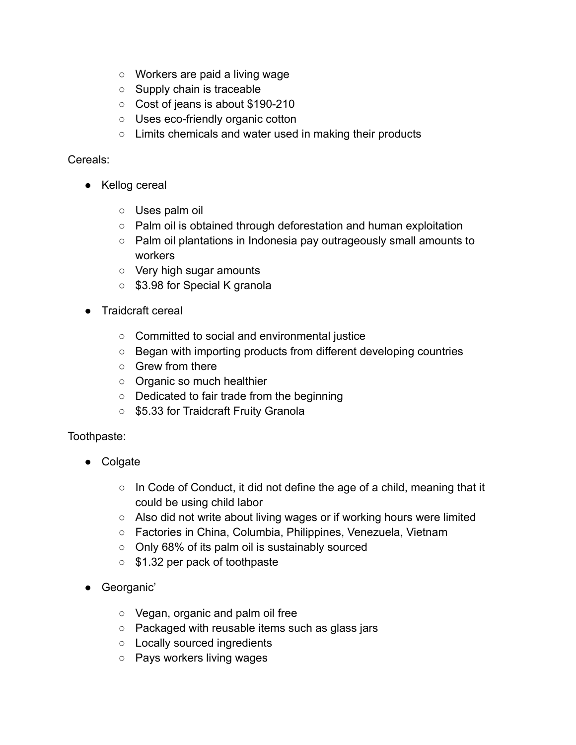- Workers are paid a living wage
  - Supply chain is traceable
  - Cost of jeans is about $190-210
  - Uses eco-friendly organic cotton
  - Limits chemicals and water used in making their products

Cereals:

- Kellog cereal
  - Uses palm oil
  - Palm oil is obtained through deforestation and human exploitation
  - Palm oil plantations in Indonesia pay outrageously small amounts to workers
  - Very high sugar amounts
  - $3.98 for Special K granola
- Traidcraft cereal
  - Committed to social and environmental justice
  - Began with importing products from different developing countries
  - Grew from there
  - Organic so much healthier
  - Dedicated to fair trade from the beginning
  - $5.33 for Traidcraft Fruity Granola

Toothpaste:

- Colgate
  - In Code of Conduct, it did not define the age of a child, meaning that it could be using child labor
  - Also did not write about living wages or if working hours were limited
  - Factories in China, Columbia, Philippines, Venezuela, Vietnam
  - Only 68% of its palm oil is sustainably sourced
  - $1.32 per pack of toothpaste
- Georganic'
  - Vegan, organic and palm oil free
  - Packaged with reusable items such as glass jars
  - Locally sourced ingredients
  - Pays workers living wages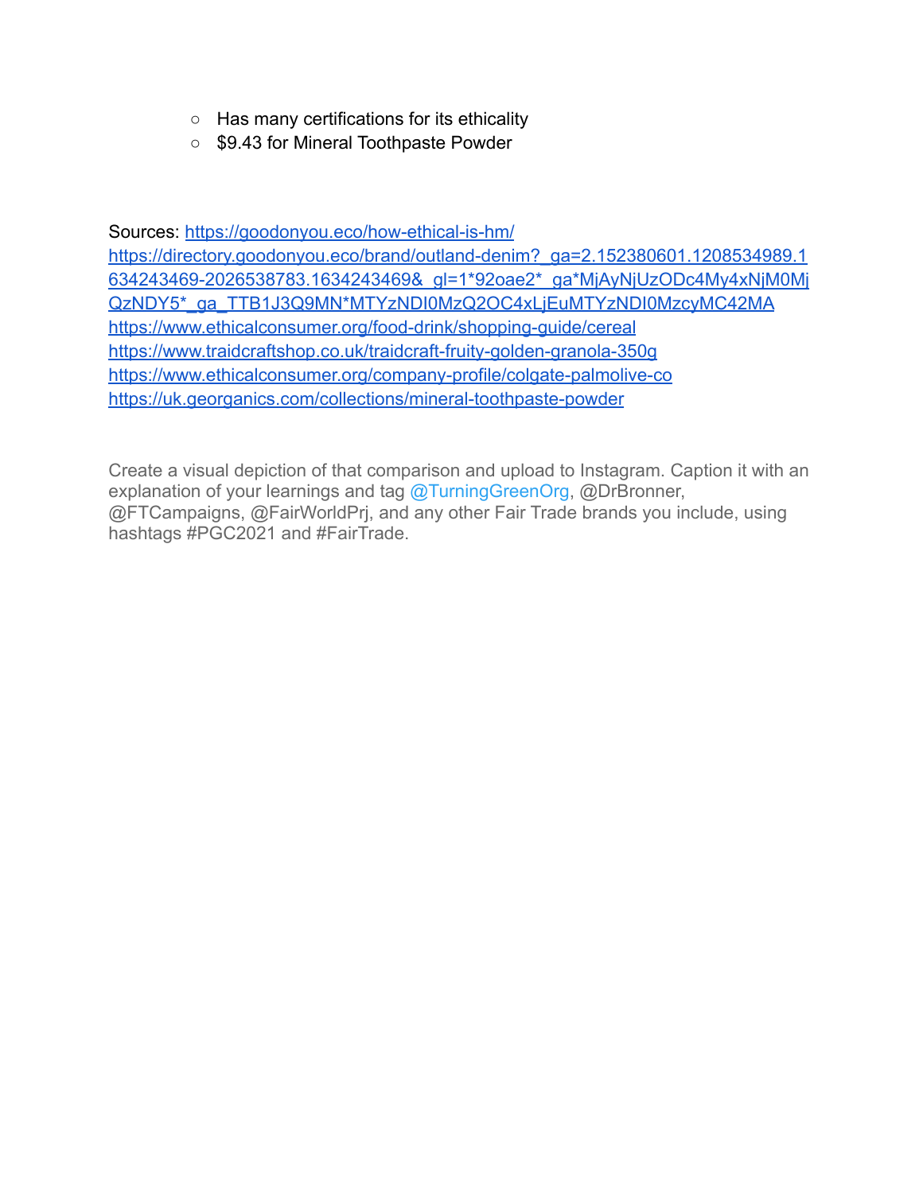- Has many certifications for its ethicality
- $9.43 for Mineral Toothpaste Powder

Sources: https://goodonyou.eco/how-ethical-is-hm/
https://directory.goodonyou.eco/brand/outland-denim?_ga=2.152380601.1208534989.1634243469-2026538783.1634243469&_gl=1*92oae2*_ga*MjAyNjUzODc4My4xNjM0MjQzNDY5*_ga_TTB1J3Q9MN*MTYzNDI0MzQ2OC4xLjEuMTYzNDI0MzcyMC42MA
https://www.ethicalconsumer.org/food-drink/shopping-guide/cereal
https://www.traidcraftshop.co.uk/traidcraft-fruity-golden-granola-350g
https://www.ethicalconsumer.org/company-profile/colgate-palmolive-co
https://uk.georganics.com/collections/mineral-toothpaste-powder

Create a visual depiction of that comparison and upload to Instagram. Caption it with an explanation of your learnings and tag @TurningGreenOrg, @DrBronner, @FTCampaigns, @FairWorldPrj, and any other Fair Trade brands you include, using hashtags #PGC2021 and #FairTrade.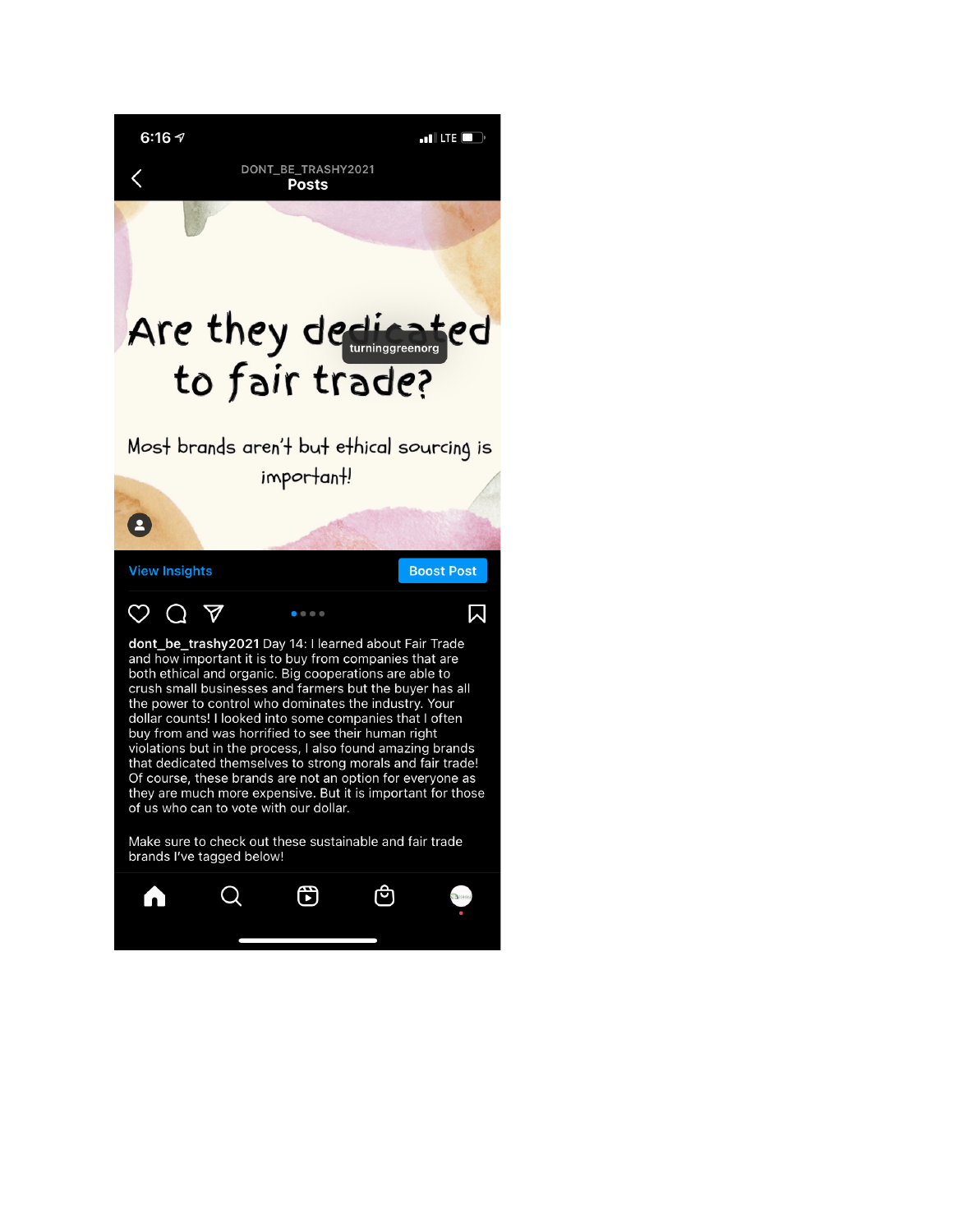6:16

DONT_BE_TRASHY2021

**Posts**

Are they dedicated to fair trade?

turninggreenorg

Most brands aren't but ethical sourcing is important!

View Insights

Boost Post

**dont_be_trashy2021** Day 14: I learned about Fair Trade and how important it is to buy from companies that are both ethical and organic. Big cooperations are able to crush small businesses and farmers but the buyer has all the power to control who dominates the industry. Your dollar counts! I looked into some companies that I often buy from and was horrified to see their human right violations but in the process, I also found amazing brands that dedicated themselves to strong morals and fair trade! Of course, these brands are not an option for everyone as they are much more expensive. But it is important for those of us who can to vote with our dollar.

Make sure to check out these sustainable and fair trade brands I've tagged below!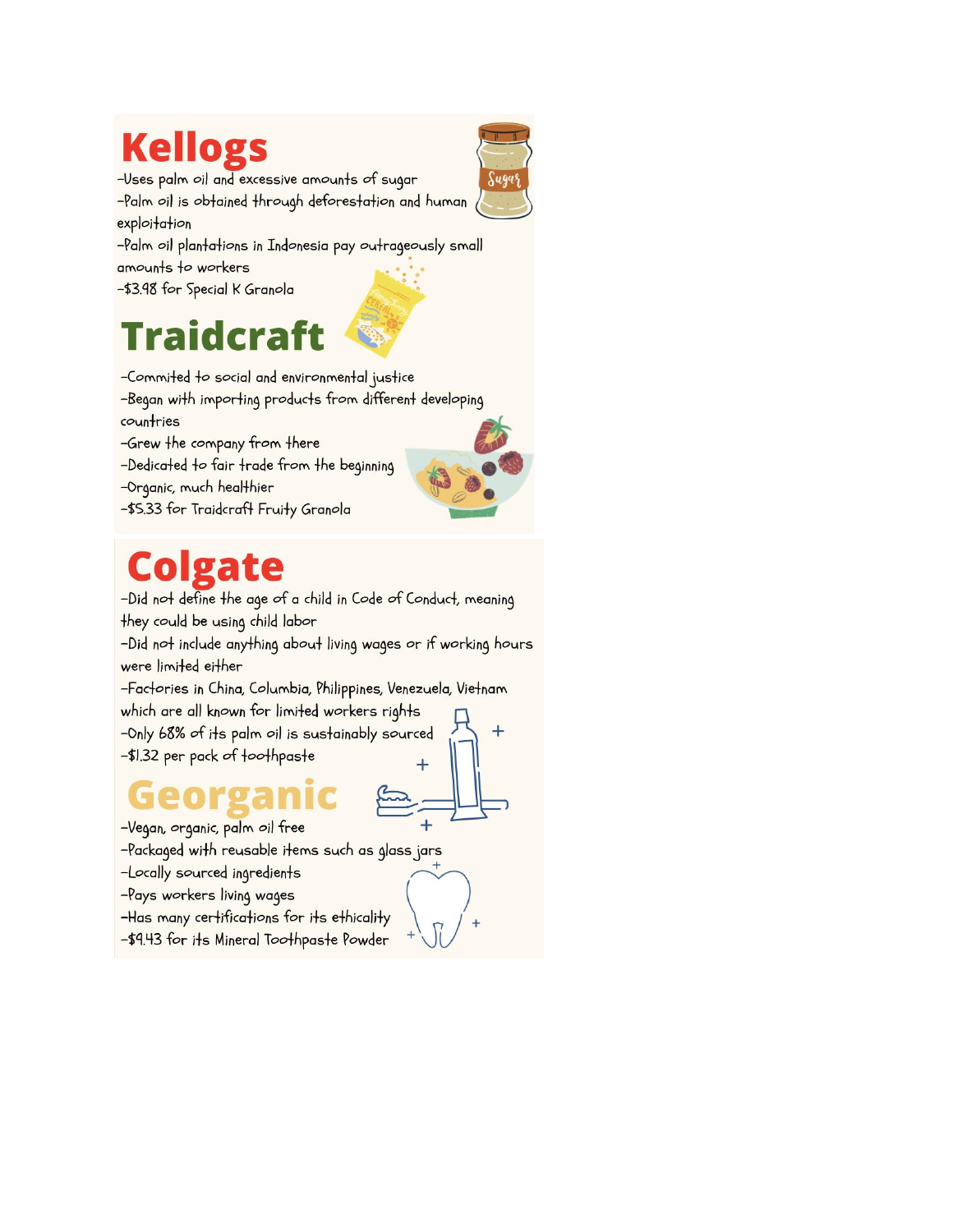# Kellogs

- -Uses palm oil and excessive amounts of sugar
- -Palm oil is obtained through deforestation and human exploitation
- -Palm oil plantations in Indonesia pay outrageously small amounts to workers
- -$3.98 for Special K Granola

# Traidcraft

- -Commited to social and environmental justice
- -Began with importing products from different developing countries
- -Grew the company from there
- -Dedicated to fair trade from the beginning
- -Organic, much healthier
- -$5.33 for Traidcraft Fruity Granola

# Colgate

- -Did not define the age of a child in Code of Conduct, meaning they could be using child labor
- -Did not include anything about living wages or if working hours were limited either
- -Factories in China, Columbia, Philippines, Venezuela, Vietnam which are all known for limited workers rights
- -Only 68% of its palm oil is sustainably sourced
- -$1.32 per pack of toothpaste

# Georganic

- -Vegan, organic, palm oil free
- -Packaged with reusable items such as glass jars
- -Locally sourced ingredients
- -Pays workers living wages
- -Has many certifications for its ethicality
- -$9.43 for its Mineral Toothpaste Powder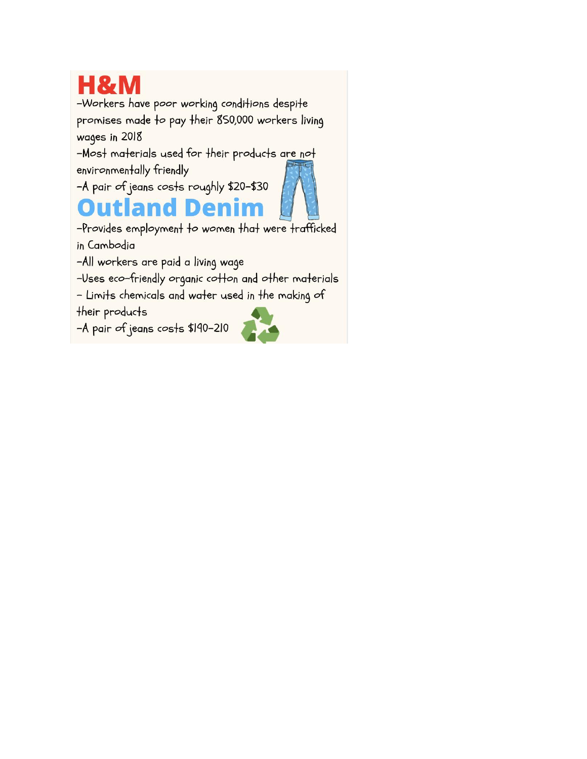# H&M

-Workers have poor working conditions despite promises made to pay their 850,000 workers living wages in 2018

-Most materials used for their products are not environmentally friendly

-A pair of jeans costs roughly $20-$30

# Outland Denim

-Provides employment to women that were trafficked in Cambodia

-All workers are paid a living wage

-Uses eco-friendly organic cotton and other materials

- Limits chemicals and water used in the making of their products

-A pair of jeans costs $190-210